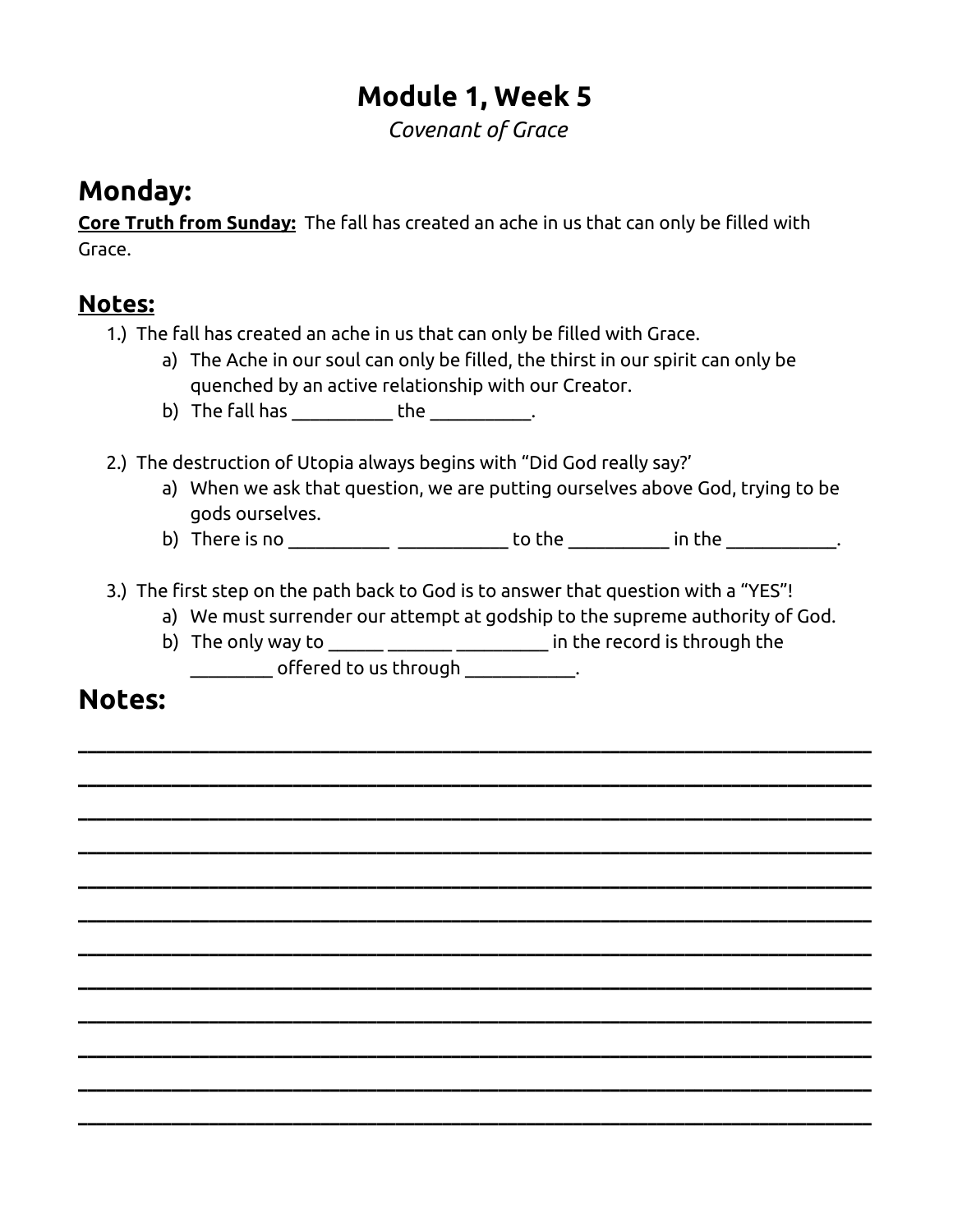# Module 1, Week 5

*Covenant of Grace*

## Monday:

**Core Truth from Sunday:** The fall has created an ache in us that can only be filled with Grace.

## Notes:

1.) The fall has created an ache in us that can only be filled with Grace.
   - a) The Ache in our soul can only be filled, the thirst in our spirit can only be quenched by an active relationship with our Creator.
   - b) The fall has ___________ the ___________.

2.) The destruction of Utopia always begins with "Did God really say?'
   - a) When we ask that question, we are putting ourselves above God, trying to be gods ourselves.
   - b) There is no ___________ ____________ to the ___________ in the ____________.

3.) The first step on the path back to God is to answer that question with a "YES"!
   - a) We must surrender our attempt at godship to the supreme authority of God.
   - b) The only way to ______ _______ __________ in the record is through the _________ offered to us through ____________.

## Notes:

______________________________________________________________________

______________________________________________________________________

______________________________________________________________________

______________________________________________________________________

______________________________________________________________________

______________________________________________________________________

______________________________________________________________________

______________________________________________________________________

______________________________________________________________________

______________________________________________________________________

______________________________________________________________________

______________________________________________________________________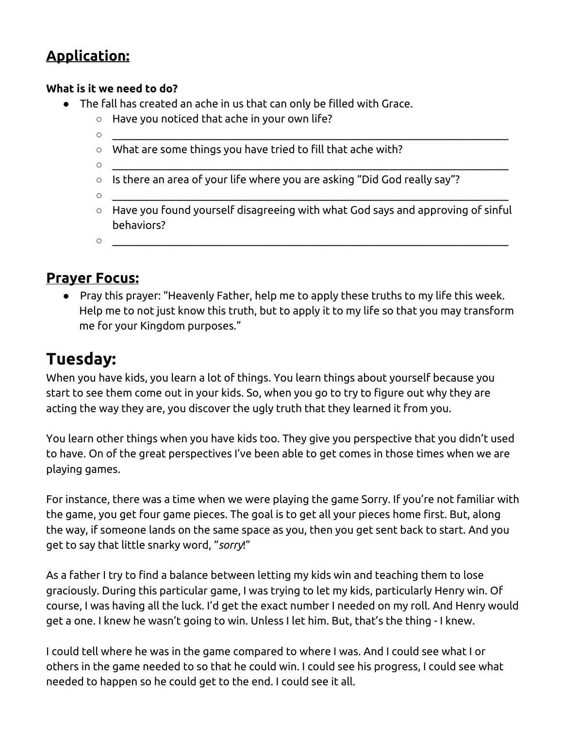## **Application:**

**What is it we need to do?**

- The fall has created an ache in us that can only be filled with Grace.
    - Have you noticed that ache in your own life?
    - ___________________________________________________________________
    - What are some things you have tried to fill that ache with?
    - ___________________________________________________________________
    - Is there an area of your life where you are asking "Did God really say"?
    - ___________________________________________________________________
    - Have you found yourself disagreeing with what God says and approving of sinful behaviors?
    - ___________________________________________________________________

## **Prayer Focus:**

- Pray this prayer: "Heavenly Father, help me to apply these truths to my life this week. Help me to not just know this truth, but to apply it to my life so that you may transform me for your Kingdom purposes."

# **Tuesday:**

When you have kids, you learn a lot of things. You learn things about yourself because you start to see them come out in your kids. So, when you go to try to figure out why they are acting the way they are, you discover the ugly truth that they learned it from you.

You learn other things when you have kids too. They give you perspective that you didn't used to have. On of the great perspectives I've been able to get comes in those times when we are playing games.

For instance, there was a time when we were playing the game Sorry. If you're not familiar with the game, you get four game pieces. The goal is to get all your pieces home first. But, along the way, if someone lands on the same space as you, then you get sent back to start. And you get to say that little snarky word, "*sorry*!"

As a father I try to find a balance between letting my kids win and teaching them to lose graciously. During this particular game, I was trying to let my kids, particularly Henry win. Of course, I was having all the luck. I'd get the exact number I needed on my roll. And Henry would get a one. I knew he wasn't going to win. Unless I let him. But, that's the thing - I knew.

I could tell where he was in the game compared to where I was. And I could see what I or others in the game needed to so that he could win. I could see his progress, I could see what needed to happen so he could get to the end. I could see it all.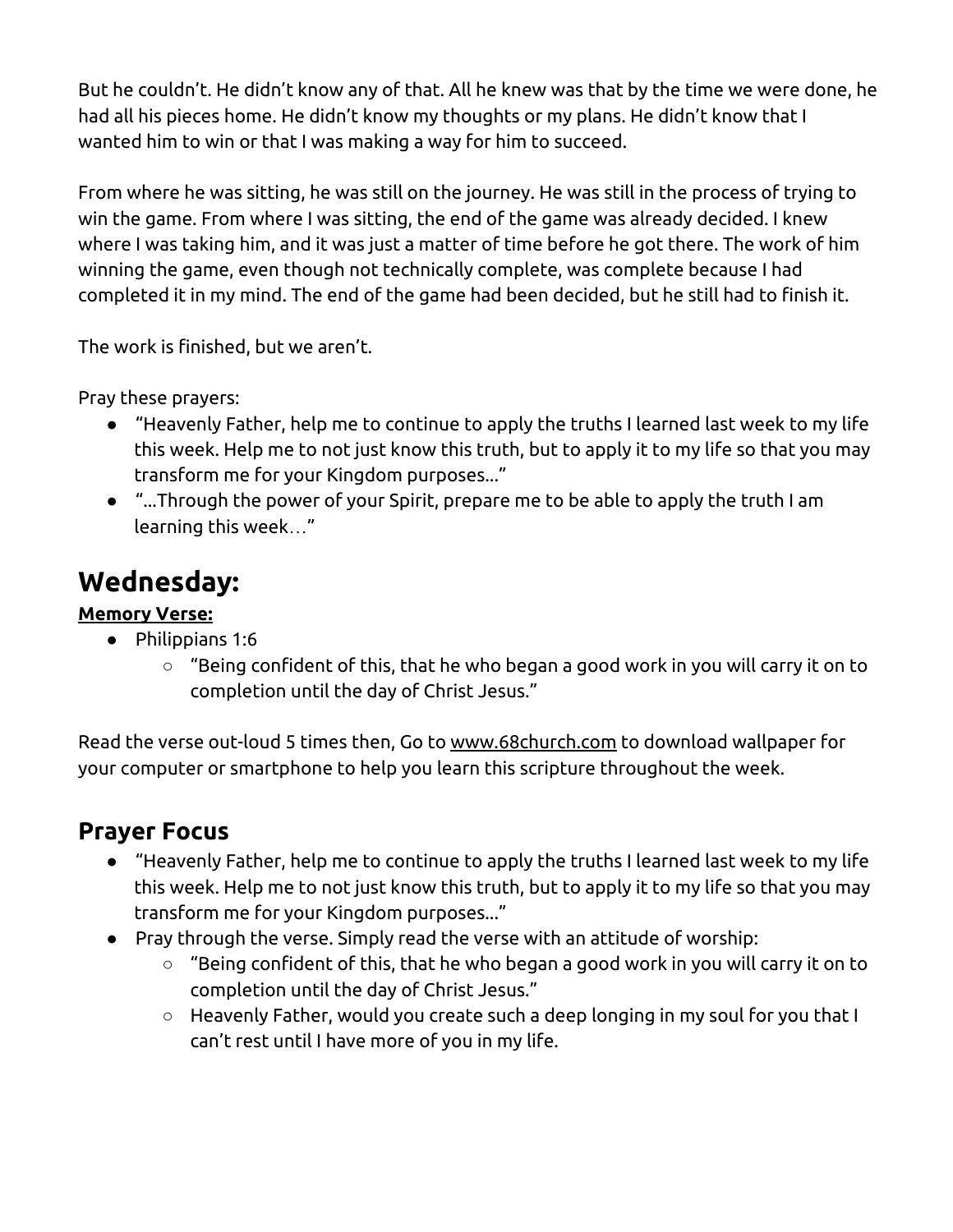But he couldn't. He didn't know any of that. All he knew was that by the time we were done, he had all his pieces home. He didn't know my thoughts or my plans. He didn't know that I wanted him to win or that I was making a way for him to succeed.

From where he was sitting, he was still on the journey. He was still in the process of trying to win the game. From where I was sitting, the end of the game was already decided. I knew where I was taking him, and it was just a matter of time before he got there. The work of him winning the game, even though not technically complete, was complete because I had completed it in my mind. The end of the game had been decided, but he still had to finish it.

The work is finished, but we aren't.

Pray these prayers:

- "Heavenly Father, help me to continue to apply the truths I learned last week to my life this week. Help me to not just know this truth, but to apply it to my life so that you may transform me for your Kingdom purposes..."
- "...Through the power of your Spirit, prepare me to be able to apply the truth I am learning this week…"

# Wednesday:

**Memory Verse:**

- Philippians 1:6
  - "Being confident of this, that he who began a good work in you will carry it on to completion until the day of Christ Jesus."

Read the verse out-loud 5 times then, Go to www.68church.com to download wallpaper for your computer or smartphone to help you learn this scripture throughout the week.

## Prayer Focus

- "Heavenly Father, help me to continue to apply the truths I learned last week to my life this week. Help me to not just know this truth, but to apply it to my life so that you may transform me for your Kingdom purposes..."
- Pray through the verse. Simply read the verse with an attitude of worship:
  - "Being confident of this, that he who began a good work in you will carry it on to completion until the day of Christ Jesus."
  - Heavenly Father, would you create such a deep longing in my soul for you that I can't rest until I have more of you in my life.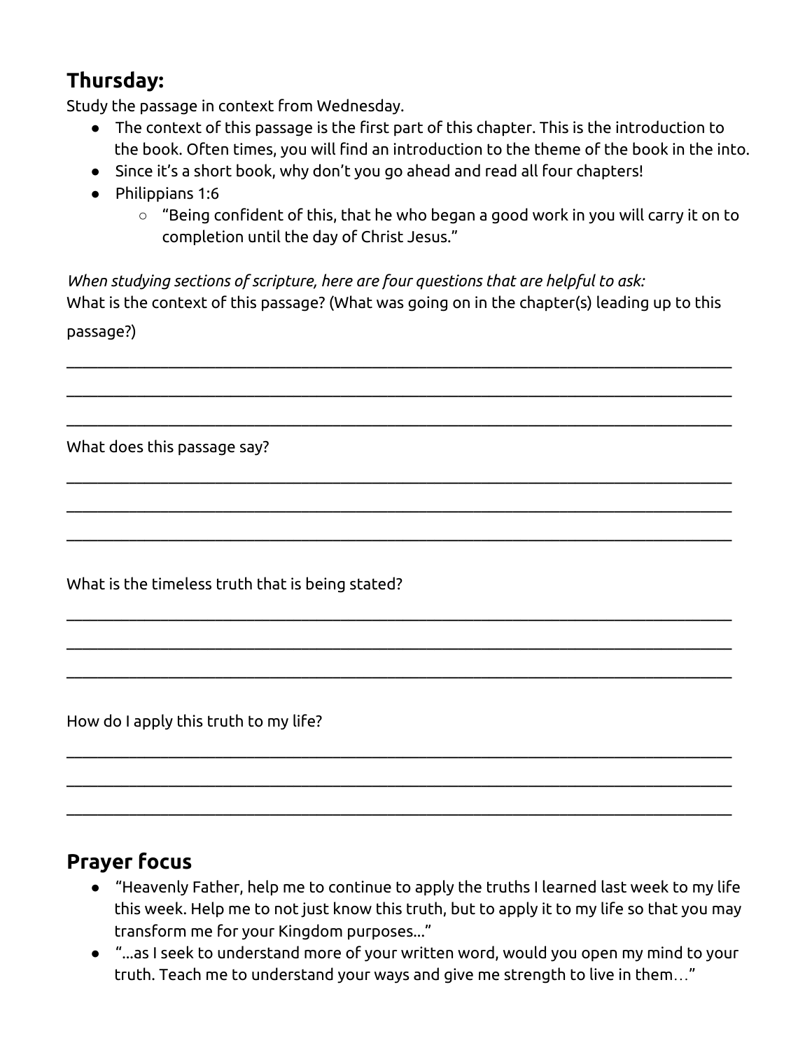## Thursday:

Study the passage in context from Wednesday.

- The context of this passage is the first part of this chapter. This is the introduction to the book. Often times, you will find an introduction to the theme of the book in the into.
- Since it's a short book, why don't you go ahead and read all four chapters!
- Philippians 1:6
  - "Being confident of this, that he who began a good work in you will carry it on to completion until the day of Christ Jesus."

*When studying sections of scripture, here are four questions that are helpful to ask:*

What is the context of this passage? (What was going on in the chapter(s) leading up to this passage?)

______________________________________________________________________________

______________________________________________________________________________

______________________________________________________________________________

What does this passage say?

______________________________________________________________________________

______________________________________________________________________________

______________________________________________________________________________

What is the timeless truth that is being stated?

______________________________________________________________________________

______________________________________________________________________________

______________________________________________________________________________

How do I apply this truth to my life?

______________________________________________________________________________

______________________________________________________________________________

______________________________________________________________________________

## Prayer focus

- "Heavenly Father, help me to continue to apply the truths I learned last week to my life this week. Help me to not just know this truth, but to apply it to my life so that you may transform me for your Kingdom purposes..."
- "...as I seek to understand more of your written word, would you open my mind to your truth. Teach me to understand your ways and give me strength to live in them…"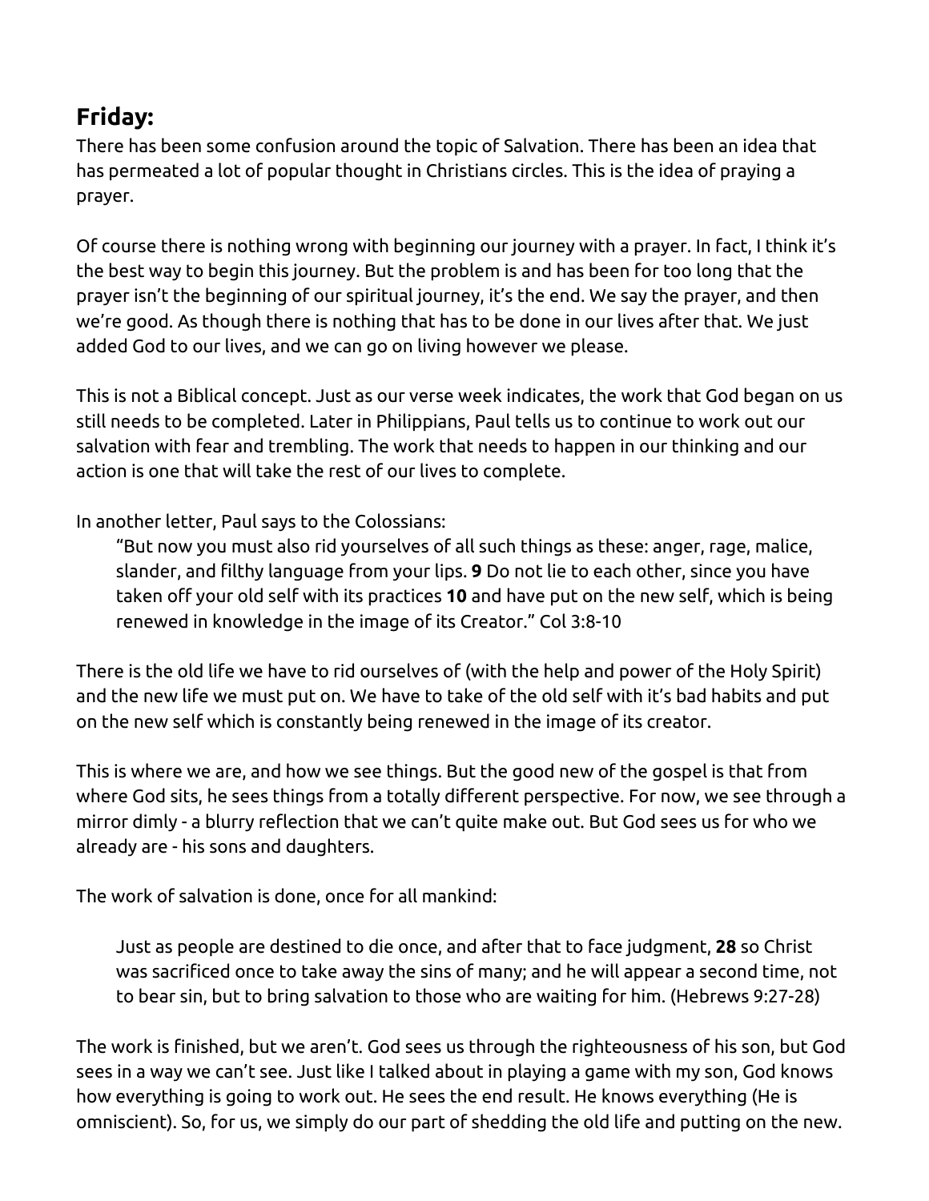## **Friday:**

There has been some confusion around the topic of Salvation. There has been an idea that has permeated a lot of popular thought in Christians circles. This is the idea of praying a prayer.

Of course there is nothing wrong with beginning our journey with a prayer. In fact, I think it's the best way to begin this journey. But the problem is and has been for too long that the prayer isn't the beginning of our spiritual journey, it's the end. We say the prayer, and then we're good. As though there is nothing that has to be done in our lives after that. We just added God to our lives, and we can go on living however we please.

This is not a Biblical concept. Just as our verse week indicates, the work that God began on us still needs to be completed. Later in Philippians, Paul tells us to continue to work out our salvation with fear and trembling. The work that needs to happen in our thinking and our action is one that will take the rest of our lives to complete.

In another letter, Paul says to the Colossians:

> "But now you must also rid yourselves of all such things as these: anger, rage, malice, slander, and filthy language from your lips. **9** Do not lie to each other, since you have taken off your old self with its practices **10** and have put on the new self, which is being renewed in knowledge in the image of its Creator." Col 3:8-10

There is the old life we have to rid ourselves of (with the help and power of the Holy Spirit) and the new life we must put on. We have to take of the old self with it's bad habits and put on the new self which is constantly being renewed in the image of its creator.

This is where we are, and how we see things. But the good new of the gospel is that from where God sits, he sees things from a totally different perspective. For now, we see through a mirror dimly - a blurry reflection that we can't quite make out. But God sees us for who we already are - his sons and daughters.

The work of salvation is done, once for all mankind:

> Just as people are destined to die once, and after that to face judgment, **28** so Christ was sacrificed once to take away the sins of many; and he will appear a second time, not to bear sin, but to bring salvation to those who are waiting for him. (Hebrews 9:27-28)

The work is finished, but we aren't. God sees us through the righteousness of his son, but God sees in a way we can't see. Just like I talked about in playing a game with my son, God knows how everything is going to work out. He sees the end result. He knows everything (He is omniscient). So, for us, we simply do our part of shedding the old life and putting on the new.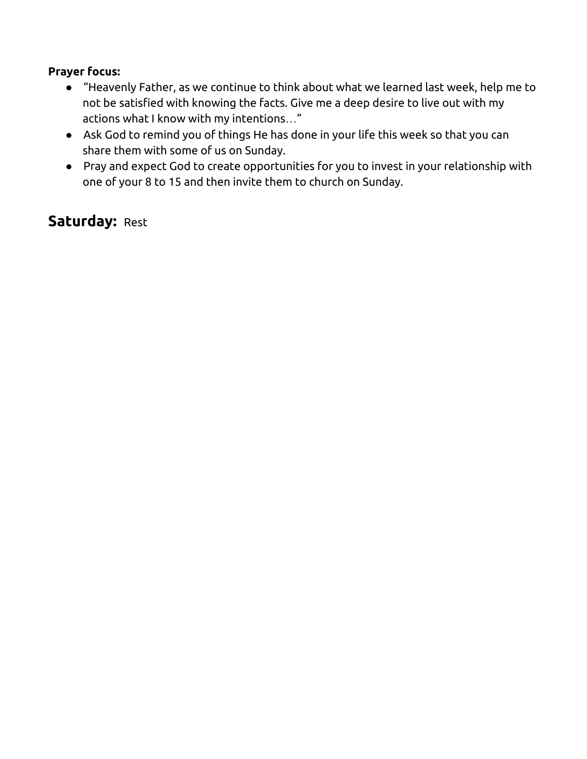**Prayer focus:**

- "Heavenly Father, as we continue to think about what we learned last week, help me to not be satisfied with knowing the facts. Give me a deep desire to live out with my actions what I know with my intentions…"
- Ask God to remind you of things He has done in your life this week so that you can share them with some of us on Sunday.
- Pray and expect God to create opportunities for you to invest in your relationship with one of your 8 to 15 and then invite them to church on Sunday.

## Saturday: Rest